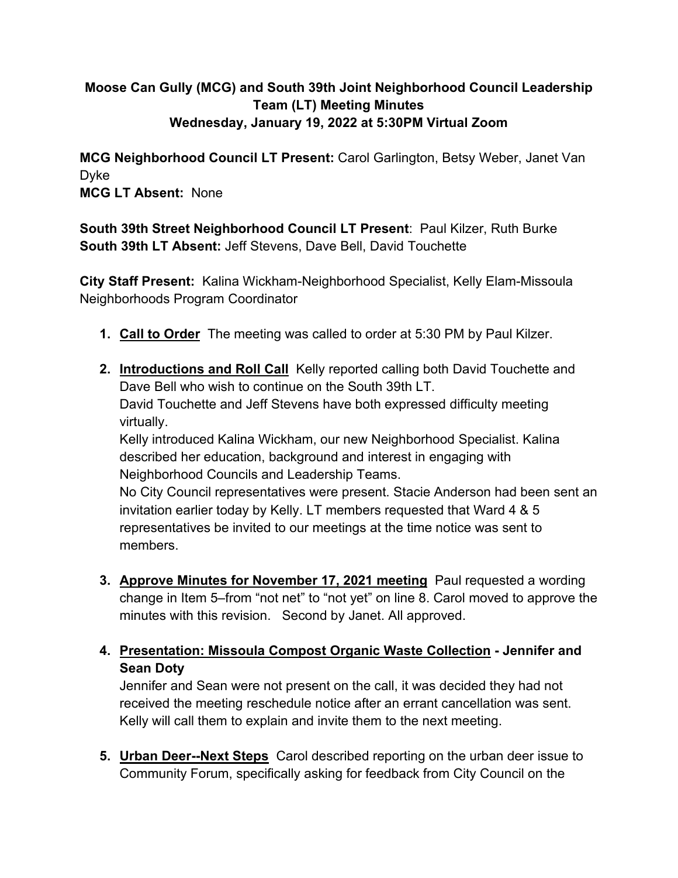# Moose Can Gully (MCG) and South 39th Joint Neighborhood Council Leadership Team (LT) Meeting Minutes

**Wednesday, January 19, 2022 at 5:30PM Virtual Zoom**

**MCG Neighborhood Council LT Present:** Carol Garlington, Betsy Weber, Janet Van Dyke
**MCG LT Absent:** None

**South 39th Street Neighborhood Council LT Present**: Paul Kilzer, Ruth Burke
**South 39th LT Absent:** Jeff Stevens, Dave Bell, David Touchette

**City Staff Present:** Kalina Wickham-Neighborhood Specialist, Kelly Elam-Missoula Neighborhoods Program Coordinator

1. **<u>Call to Order</u>** The meeting was called to order at 5:30 PM by Paul Kilzer.

2. **<u>Introductions and Roll Call</u>** Kelly reported calling both David Touchette and Dave Bell who wish to continue on the South 39th LT.
   David Touchette and Jeff Stevens have both expressed difficulty meeting virtually.
   Kelly introduced Kalina Wickham, our new Neighborhood Specialist. Kalina described her education, background and interest in engaging with Neighborhood Councils and Leadership Teams.
   No City Council representatives were present. Stacie Anderson had been sent an invitation earlier today by Kelly. LT members requested that Ward 4 & 5 representatives be invited to our meetings at the time notice was sent to members.

3. **<u>Approve Minutes for November 17, 2021 meeting</u>** Paul requested a wording change in Item 5–from "not net" to "not yet" on line 8. Carol moved to approve the minutes with this revision. Second by Janet. All approved.

4. **<u>Presentation: Missoula Compost Organic Waste Collection</u> - Jennifer and Sean Doty**
   Jennifer and Sean were not present on the call, it was decided they had not received the meeting reschedule notice after an errant cancellation was sent. Kelly will call them to explain and invite them to the next meeting.

5. **<u>Urban Deer--Next Steps</u>** Carol described reporting on the urban deer issue to Community Forum, specifically asking for feedback from City Council on the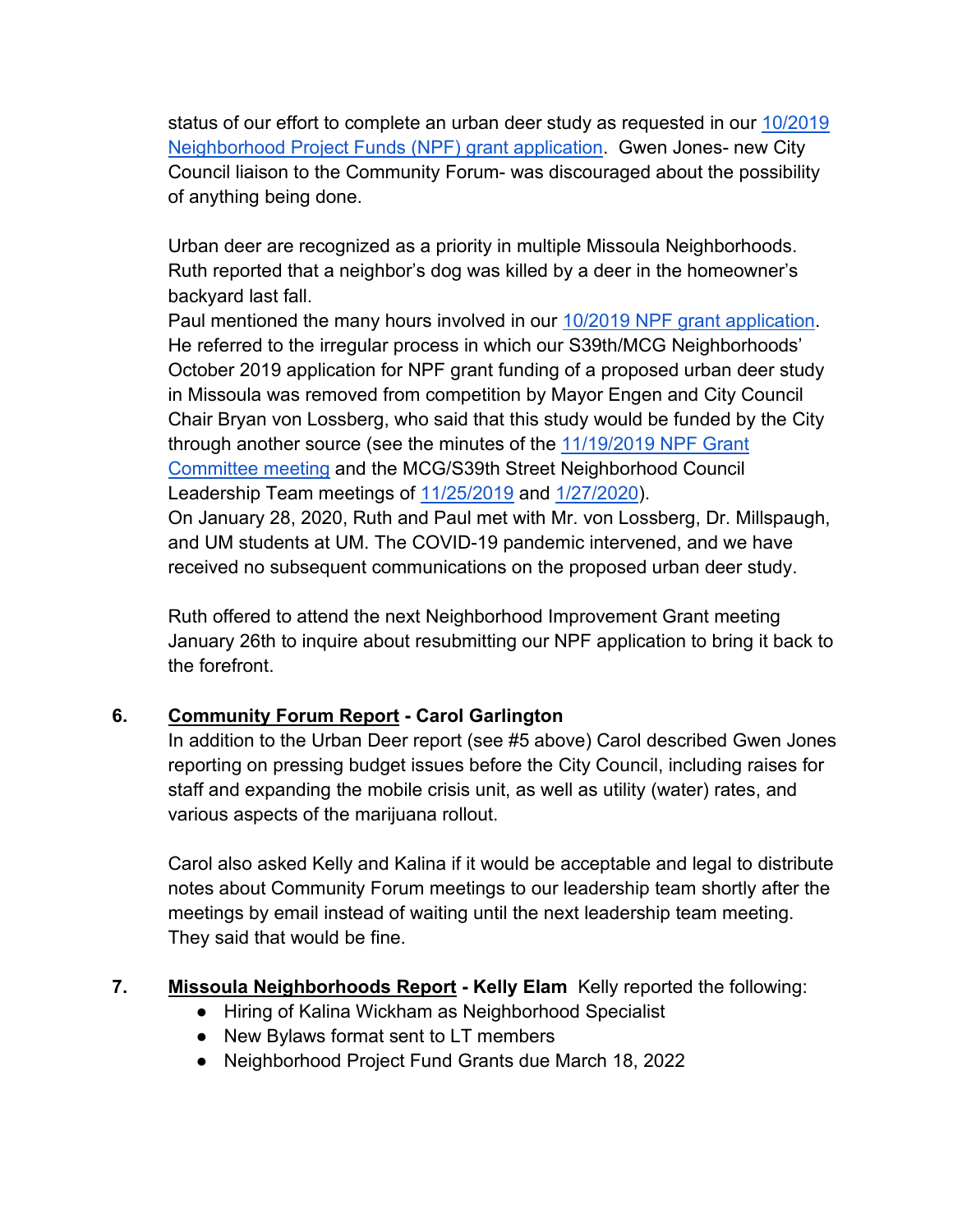status of our effort to complete an urban deer study as requested in our 10/2019 Neighborhood Project Funds (NPF) grant application. Gwen Jones- new City Council liaison to the Community Forum- was discouraged about the possibility of anything being done.

Urban deer are recognized as a priority in multiple Missoula Neighborhoods. Ruth reported that a neighbor's dog was killed by a deer in the homeowner's backyard last fall.
Paul mentioned the many hours involved in our 10/2019 NPF grant application. He referred to the irregular process in which our S39th/MCG Neighborhoods' October 2019 application for NPF grant funding of a proposed urban deer study in Missoula was removed from competition by Mayor Engen and City Council Chair Bryan von Lossberg, who said that this study would be funded by the City through another source (see the minutes of the 11/19/2019 NPF Grant Committee meeting and the MCG/S39th Street Neighborhood Council Leadership Team meetings of 11/25/2019 and 1/27/2020).
On January 28, 2020, Ruth and Paul met with Mr. von Lossberg, Dr. Millspaugh, and UM students at UM. The COVID-19 pandemic intervened, and we have received no subsequent communications on the proposed urban deer study.

Ruth offered to attend the next Neighborhood Improvement Grant meeting January 26th to inquire about resubmitting our NPF application to bring it back to the forefront.

6. **Community Forum Report - Carol Garlington**
In addition to the Urban Deer report (see #5 above) Carol described Gwen Jones reporting on pressing budget issues before the City Council, including raises for staff and expanding the mobile crisis unit, as well as utility (water) rates, and various aspects of the marijuana rollout.

Carol also asked Kelly and Kalina if it would be acceptable and legal to distribute notes about Community Forum meetings to our leadership team shortly after the meetings by email instead of waiting until the next leadership team meeting. They said that would be fine.

7. **Missoula Neighborhoods Report - Kelly Elam** Kelly reported the following:
   - Hiring of Kalina Wickham as Neighborhood Specialist
   - New Bylaws format sent to LT members
   - Neighborhood Project Fund Grants due March 18, 2022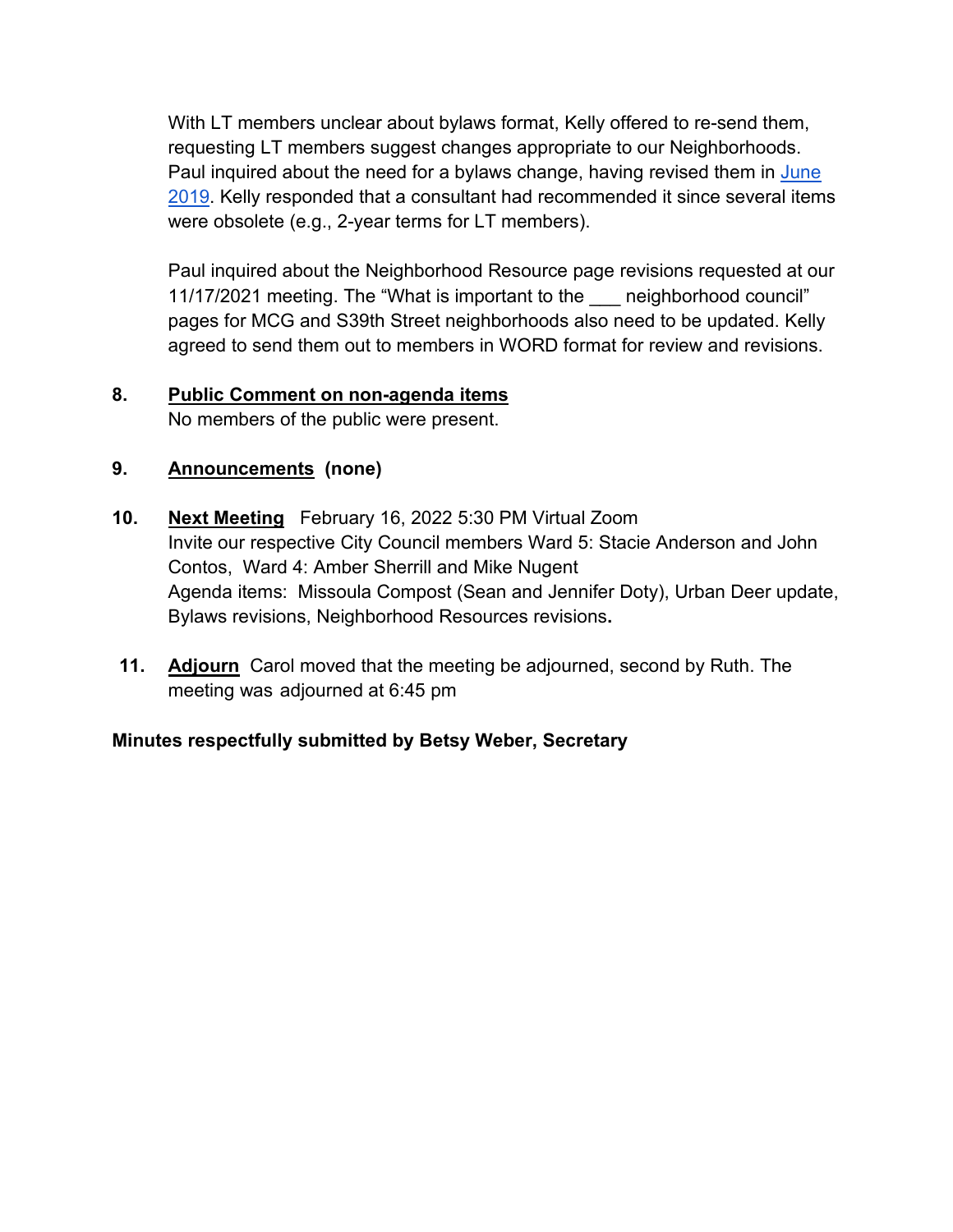With LT members unclear about bylaws format, Kelly offered to re-send them, requesting LT members suggest changes appropriate to our Neighborhoods. Paul inquired about the need for a bylaws change, having revised them in June 2019. Kelly responded that a consultant had recommended it since several items were obsolete (e.g., 2-year terms for LT members).

Paul inquired about the Neighborhood Resource page revisions requested at our 11/17/2021 meeting. The "What is important to the ___ neighborhood council" pages for MCG and S39th Street neighborhoods also need to be updated. Kelly agreed to send them out to members in WORD format for review and revisions.

**8. Public Comment on non-agenda items**
No members of the public were present.

**9. Announcements (none)**

**10. Next Meeting** February 16, 2022 5:30 PM Virtual Zoom
Invite our respective City Council members Ward 5: Stacie Anderson and John Contos, Ward 4: Amber Sherrill and Mike Nugent
Agenda items: Missoula Compost (Sean and Jennifer Doty), Urban Deer update, Bylaws revisions, Neighborhood Resources revisions.

**11. Adjourn** Carol moved that the meeting be adjourned, second by Ruth. The meeting was adjourned at 6:45 pm

**Minutes respectfully submitted by Betsy Weber, Secretary**